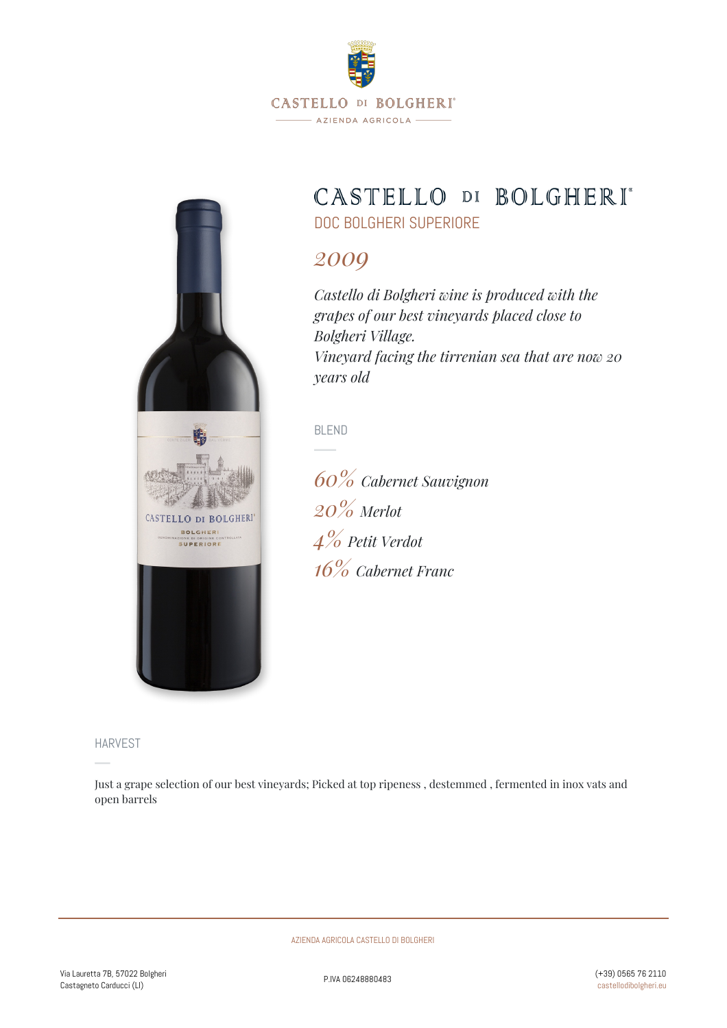CASTELLO DI BOLGHERI
AZIENDA AGRICOLA

# CASTELLO DI BOLGHERI

## DOC BOLGHERI SUPERIORE

## *2009*

*Castello di Bolgheri wine is produced with the grapes of our best vineyards placed close to Bolgheri Village.*
*Vineyard facing the tirrenian sea that are now 20 years old*

### BLEND

*60% Cabernet Sauvignon*
*20% Merlot*
*4% Petit Verdot*
*16% Cabernet Franc*

### HARVEST

Just a grape selection of our best vineyards; Picked at top ripeness , destemmed , fermented in inox vats and open barrels

AZIENDA AGRICOLA CASTELLO DI BOLGHERI

Via Lauretta 7B, 57022 Bolgheri
Castagneto Carducci (LI)

P.IVA 06248880483

(+39) 0565 76 2110
castellodibolgheri.eu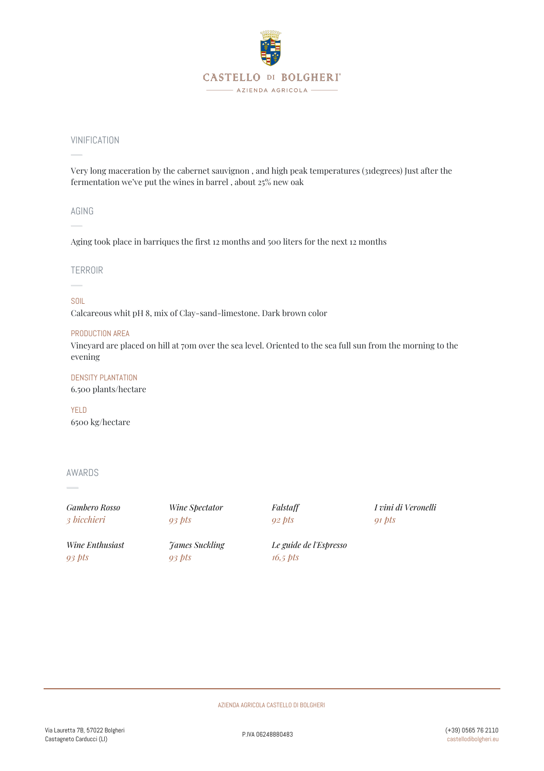CASTELLO DI BOLGHERI

AZIENDA AGRICOLA

## VINIFICATION

Very long maceration by the cabernet sauvignon , and high peak temperatures (31degrees) Just after the fermentation we've put the wines in barrel , about 25% new oak

## AGING

Aging took place in barriques the first 12 months and 500 liters for the next 12 months

## TERROIR

### SOIL

Calcareous whit pH 8, mix of Clay-sand-limestone. Dark brown color

### PRODUCTION AREA

Vineyard are placed on hill at 70m over the sea level. Oriented to the sea full sun from the morning to the evening

### DENSITY PLANTATION

6.500 plants/hectare

### YELD

6500 kg/hectare

## AWARDS

*Gambero Rosso*
*3 bicchieri*

*Wine Spectator*
*93 pts*

*Falstaff*
*92 pts*

*I vini di Veronelli*
*91 pts*

*Wine Enthusiast*
*93 pts*

*James Suckling*
*93 pts*

*Le guide de l'Espresso*
*16,5 pts*

AZIENDA AGRICOLA CASTELLO DI BOLGHERI

Via Lauretta 7B, 57022 Bolgheri
Castagneto Carducci (LI)

P.IVA 06248880483

(+39) 0565 76 2110
castellodibolgheri.eu